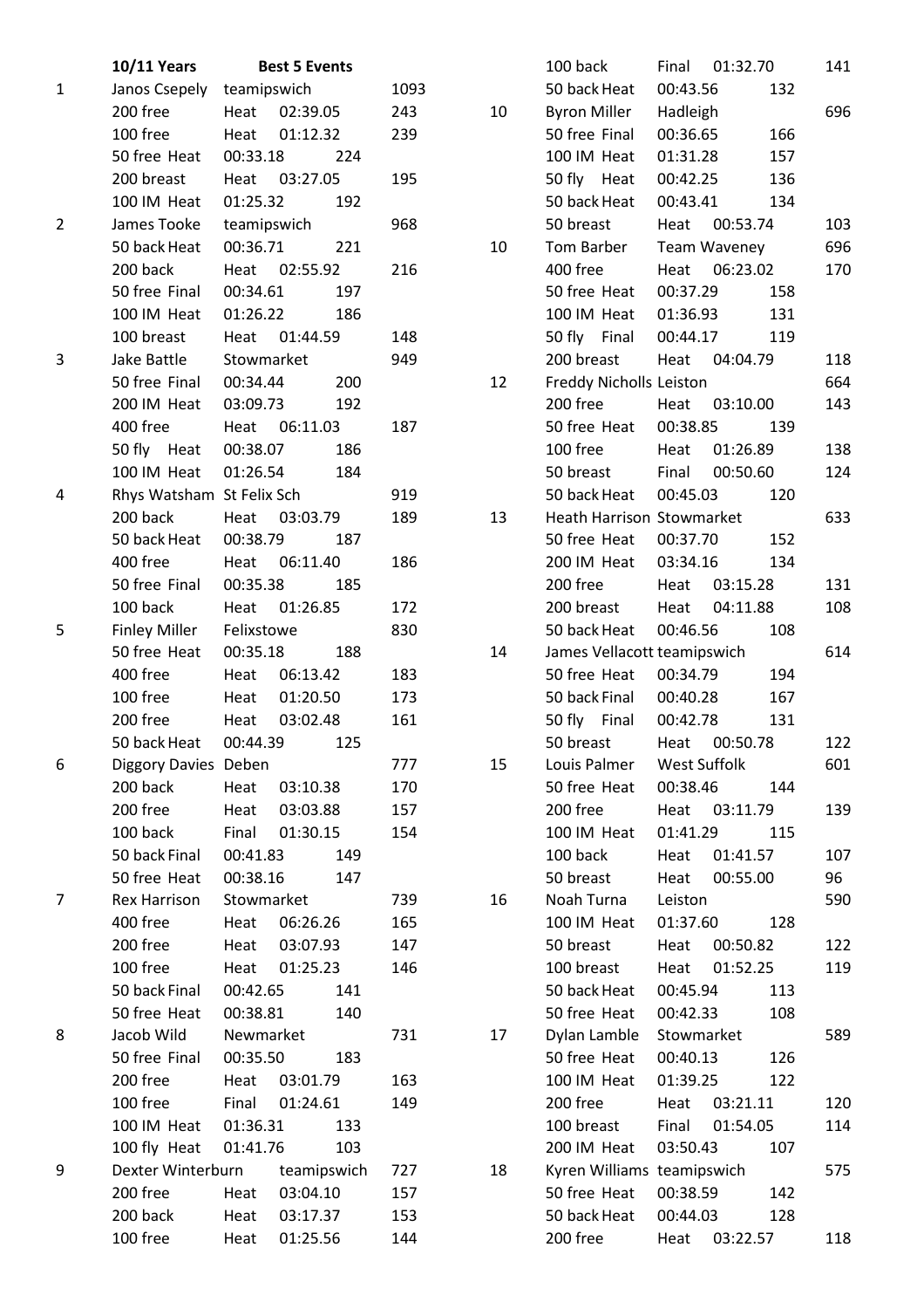| | 10/11 Years | Best 5 Events | | |
|---|---|---|---|---|
| 1 | Janos Csepely | teamipswich | | 1093 |
| | 200 free | Heat | 02:39.05 | 243 |
| | 100 free | Heat | 01:12.32 | 239 |
| | 50 free Heat | 00:33.18 | 224 | |
| | 200 breast | Heat | 03:27.05 | 195 |
| | 100 IM Heat | 01:25.32 | 192 | |
| 2 | James Tooke | teamipswich | | 968 |
| | 50 back Heat | 00:36.71 | 221 | |
| | 200 back | Heat | 02:55.92 | 216 |
| | 50 free Final | 00:34.61 | 197 | |
| | 100 IM Heat | 01:26.22 | 186 | |
| | 100 breast | Heat | 01:44.59 | 148 |
| 3 | Jake Battle | Stowmarket | | 949 |
| | 50 free Final | 00:34.44 | 200 | |
| | 200 IM Heat | 03:09.73 | 192 | |
| | 400 free | Heat | 06:11.03 | 187 |
| | 50 fly Heat | 00:38.07 | 186 | |
| | 100 IM Heat | 01:26.54 | 184 | |
| 4 | Rhys Watsham | St Felix Sch | | 919 |
| | 200 back | Heat | 03:03.79 | 189 |
| | 50 back Heat | 00:38.79 | 187 | |
| | 400 free | Heat | 06:11.40 | 186 |
| | 50 free Final | 00:35.38 | 185 | |
| | 100 back | Heat | 01:26.85 | 172 |
| 5 | Finley Miller | Felixstowe | | 830 |
| | 50 free Heat | 00:35.18 | 188 | |
| | 400 free | Heat | 06:13.42 | 183 |
| | 100 free | Heat | 01:20.50 | 173 |
| | 200 free | Heat | 03:02.48 | 161 |
| | 50 back Heat | 00:44.39 | 125 | |
| 6 | Diggory Davies | Deben | | 777 |
| | 200 back | Heat | 03:10.38 | 170 |
| | 200 free | Heat | 03:03.88 | 157 |
| | 100 back | Final | 01:30.15 | 154 |
| | 50 back Final | 00:41.83 | 149 | |
| | 50 free Heat | 00:38.16 | 147 | |
| 7 | Rex Harrison | Stowmarket | | 739 |
| | 400 free | Heat | 06:26.26 | 165 |
| | 200 free | Heat | 03:07.93 | 147 |
| | 100 free | Heat | 01:25.23 | 146 |
| | 50 back Final | 00:42.65 | 141 | |
| | 50 free Heat | 00:38.81 | 140 | |
| 8 | Jacob Wild | Newmarket | | 731 |
| | 50 free Final | 00:35.50 | 183 | |
| | 200 free | Heat | 03:01.79 | 163 |
| | 100 free | Final | 01:24.61 | 149 |
| | 100 IM Heat | 01:36.31 | 133 | |
| | 100 fly Heat | 01:41.76 | 103 | |
| 9 | Dexter Winterburn | teamipswich | | 727 |
| | 200 free | Heat | 03:04.10 | 157 |
| | 200 back | Heat | 03:17.37 | 153 |
| | 100 free | Heat | 01:25.56 | 144 |
| | 100 back | Final | 01:32.70 | 141 |
| | 50 back Heat | 00:43.56 | 132 | |
| 10 | Byron Miller | Hadleigh | | 696 |
| | 50 free Final | 00:36.65 | 166 | |
| | 100 IM Heat | 01:31.28 | 157 | |
| | 50 fly Heat | 00:42.25 | 136 | |
| | 50 back Heat | 00:43.41 | 134 | |
| | 50 breast | Heat | 00:53.74 | 103 |
| 10 | Tom Barber | Team Waveney | | 696 |
| | 400 free | Heat | 06:23.02 | 170 |
| | 50 free Heat | 00:37.29 | 158 | |
| | 100 IM Heat | 01:36.93 | 131 | |
| | 50 fly Final | 00:44.17 | 119 | |
| | 200 breast | Heat | 04:04.79 | 118 |
| 12 | Freddy Nicholls | Leiston | | 664 |
| | 200 free | Heat | 03:10.00 | 143 |
| | 50 free Heat | 00:38.85 | 139 | |
| | 100 free | Heat | 01:26.89 | 138 |
| | 50 breast | Final | 00:50.60 | 124 |
| | 50 back Heat | 00:45.03 | 120 | |
| 13 | Heath Harrison | Stowmarket | | 633 |
| | 50 free Heat | 00:37.70 | 152 | |
| | 200 IM Heat | 03:34.16 | 134 | |
| | 200 free | Heat | 03:15.28 | 131 |
| | 200 breast | Heat | 04:11.88 | 108 |
| | 50 back Heat | 00:46.56 | 108 | |
| 14 | James Vellacott | teamipswich | | 614 |
| | 50 free Heat | 00:34.79 | 194 | |
| | 50 back Final | 00:40.28 | 167 | |
| | 50 fly Final | 00:42.78 | 131 | |
| | 50 breast | Heat | 00:50.78 | 122 |
| 15 | Louis Palmer | West Suffolk | | 601 |
| | 50 free Heat | 00:38.46 | 144 | |
| | 200 free | Heat | 03:11.79 | 139 |
| | 100 IM Heat | 01:41.29 | 115 | |
| | 100 back | Heat | 01:41.57 | 107 |
| | 50 breast | Heat | 00:55.00 | 96 |
| 16 | Noah Turna | Leiston | | 590 |
| | 100 IM Heat | 01:37.60 | 128 | |
| | 50 breast | Heat | 00:50.82 | 122 |
| | 100 breast | Heat | 01:52.25 | 119 |
| | 50 back Heat | 00:45.94 | 113 | |
| | 50 free Heat | 00:42.33 | 108 | |
| 17 | Dylan Lamble | Stowmarket | | 589 |
| | 50 free Heat | 00:40.13 | 126 | |
| | 100 IM Heat | 01:39.25 | 122 | |
| | 200 free | Heat | 03:21.11 | 120 |
| | 100 breast | Final | 01:54.05 | 114 |
| | 200 IM Heat | 03:50.43 | 107 | |
| 18 | Kyren Williams | teamipswich | | 575 |
| | 50 free Heat | 00:38.59 | 142 | |
| | 50 back Heat | 00:44.03 | 128 | |
| | 200 free | Heat | 03:22.57 | 118 |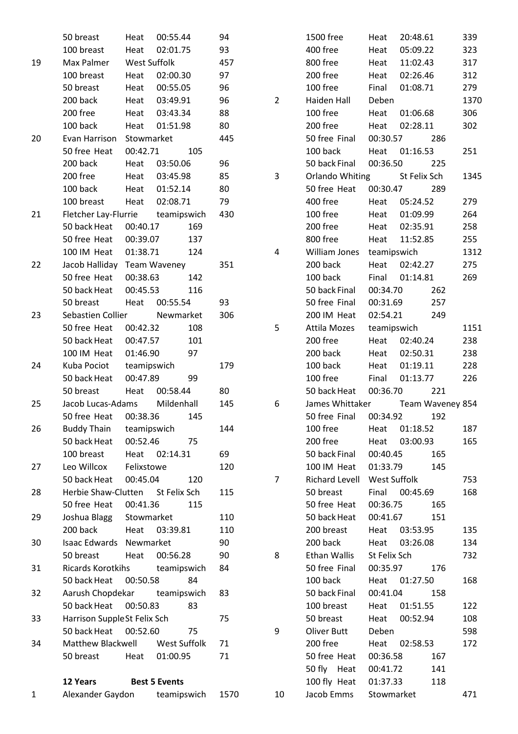| | | | | |
|---|---|---|---|---|
| | 50 breast | Heat | 00:55.44 | 94 |
| | 100 breast | Heat | 02:01.75 | 93 |
| 19 | Max Palmer | West Suffolk | | 457 |
| | 100 breast | Heat | 02:00.30 | 97 |
| | 50 breast | Heat | 00:55.05 | 96 |
| | 200 back | Heat | 03:49.91 | 96 |
| | 200 free | Heat | 03:43.34 | 88 |
| | 100 back | Heat | 01:51.98 | 80 |
| 20 | Evan Harrison | Stowmarket | | 445 |
| | 50 free Heat | 00:42.71 | 105 | |
| | 200 back | Heat | 03:50.06 | 96 |
| | 200 free | Heat | 03:45.98 | 85 |
| | 100 back | Heat | 01:52.14 | 80 |
| | 100 breast | Heat | 02:08.71 | 79 |
| 21 | Fletcher Lay-Flurrie | teamipswich | | 430 |
| | 50 back Heat | 00:40.17 | 169 | |
| | 50 free Heat | 00:39.07 | 137 | |
| | 100 IM Heat | 01:38.71 | 124 | |
| 22 | Jacob Halliday | Team Waveney | | 351 |
| | 50 free Heat | 00:38.63 | 142 | |
| | 50 back Heat | 00:45.53 | 116 | |
| | 50 breast | Heat | 00:55.54 | 93 |
| 23 | Sebastien Collier | Newmarket | | 306 |
| | 50 free Heat | 00:42.32 | 108 | |
| | 50 back Heat | 00:47.57 | 101 | |
| | 100 IM Heat | 01:46.90 | 97 | |
| 24 | Kuba Pociot | teamipswich | | 179 |
| | 50 back Heat | 00:47.89 | 99 | |
| | 50 breast | Heat | 00:58.44 | 80 |
| 25 | Jacob Lucas-Adams | Mildenhall | | 145 |
| | 50 free Heat | 00:38.36 | 145 | |
| 26 | Buddy Thain | teamipswich | | 144 |
| | 50 back Heat | 00:52.46 | 75 | |
| | 100 breast | Heat | 02:14.31 | 69 |
| 27 | Leo Willcox | Felixstowe | | 120 |
| | 50 back Heat | 00:45.04 | 120 | |
| 28 | Herbie Shaw-Clutten | St Felix Sch | | 115 |
| | 50 free Heat | 00:41.36 | 115 | |
| 29 | Joshua Blagg | Stowmarket | | 110 |
| | 200 back | Heat | 03:39.81 | 110 |
| 30 | Isaac Edwards | Newmarket | | 90 |
| | 50 breast | Heat | 00:56.28 | 90 |
| 31 | Ricards Korotkihs | teamipswich | | 84 |
| | 50 back Heat | 00:50.58 | 84 | |
| 32 | Aarush Chopdekar | teamipswich | | 83 |
| | 50 back Heat | 00:50.83 | 83 | |
| 33 | Harrison Supple | St Felix Sch | | 75 |
| | 50 back Heat | 00:52.60 | 75 | |
| 34 | Matthew Blackwell | West Suffolk | | 71 |
| | 50 breast | Heat | 01:00.95 | 71 |

**12 Years** **Best 5 Events**

| | | | | |
|---|---|---|---|---|
| 1 | Alexander Gaydon | teamipswich | | 1570 |
| | 1500 free | Heat | 20:48.61 | 339 |
| | 400 free | Heat | 05:09.22 | 323 |
| | 800 free | Heat | 11:02.43 | 317 |
| | 200 free | Heat | 02:26.46 | 312 |
| | 100 free | Final | 01:08.71 | 279 |
| 2 | Haiden Hall | Deben | | 1370 |
| | 100 free | Heat | 01:06.68 | 306 |
| | 200 free | Heat | 02:28.11 | 302 |
| | 50 free Final | 00:30.57 | 286 | |
| | 100 back | Heat | 01:16.53 | 251 |
| | 50 back Final | 00:36.50 | 225 | |
| 3 | Orlando Whiting | St Felix Sch | | 1345 |
| | 50 free Heat | 00:30.47 | 289 | |
| | 400 free | Heat | 05:24.52 | 279 |
| | 100 free | Heat | 01:09.99 | 264 |
| | 200 free | Heat | 02:35.91 | 258 |
| | 800 free | Heat | 11:52.85 | 255 |
| 4 | William Jones | teamipswich | | 1312 |
| | 200 back | Heat | 02:42.27 | 275 |
| | 100 back | Final | 01:14.81 | 269 |
| | 50 back Final | 00:34.70 | 262 | |
| | 50 free Final | 00:31.69 | 257 | |
| | 200 IM Heat | 02:54.21 | 249 | |
| 5 | Attila Mozes | teamipswich | | 1151 |
| | 200 free | Heat | 02:40.24 | 238 |
| | 200 back | Heat | 02:50.31 | 238 |
| | 100 back | Heat | 01:19.11 | 228 |
| | 100 free | Final | 01:13.77 | 226 |
| | 50 back Heat | 00:36.70 | 221 | |
| 6 | James Whittaker | Team Waveney | | 854 |
| | 50 free Final | 00:34.92 | 192 | |
| | 100 free | Heat | 01:18.52 | 187 |
| | 200 free | Heat | 03:00.93 | 165 |
| | 50 back Final | 00:40.45 | 165 | |
| | 100 IM Heat | 01:33.79 | 145 | |
| 7 | Richard Levell | West Suffolk | | 753 |
| | 50 breast | Final | 00:45.69 | 168 |
| | 50 free Heat | 00:36.75 | 165 | |
| | 50 back Heat | 00:41.67 | 151 | |
| | 200 breast | Heat | 03:53.95 | 135 |
| | 200 back | Heat | 03:26.08 | 134 |
| 8 | Ethan Wallis | St Felix Sch | | 732 |
| | 50 free Final | 00:35.97 | 176 | |
| | 100 back | Heat | 01:27.50 | 168 |
| | 50 back Final | 00:41.04 | 158 | |
| | 100 breast | Heat | 01:51.55 | 122 |
| | 50 breast | Heat | 00:52.94 | 108 |
| 9 | Oliver Butt | Deben | | 598 |
| | 200 free | Heat | 02:58.53 | 172 |
| | 50 free Heat | 00:36.58 | 167 | |
| | 50 fly Heat | 00:41.72 | 141 | |
| | 100 fly Heat | 01:37.33 | 118 | |
| 10 | Jacob Emms | Stowmarket | | 471 |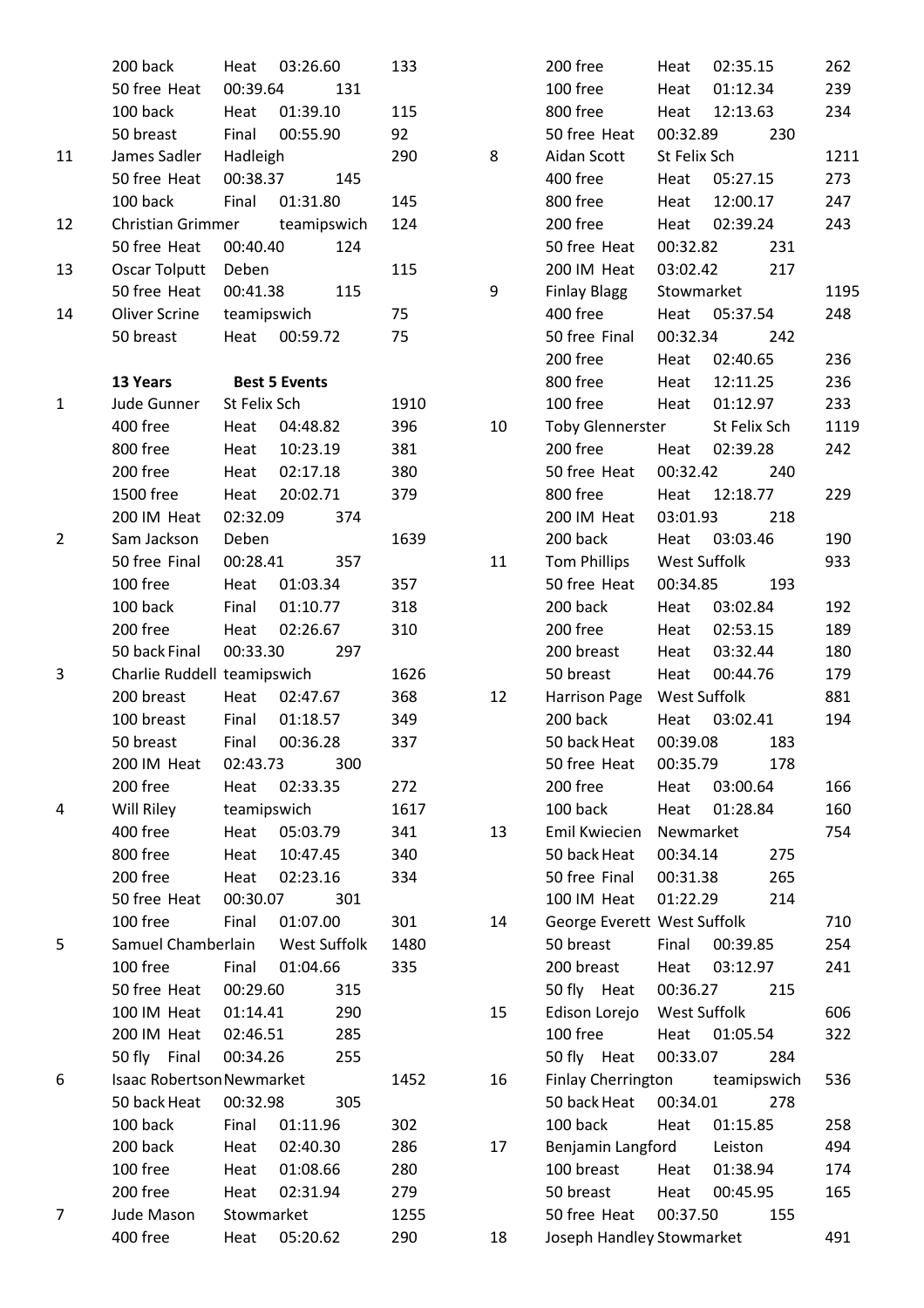| | | | | |
|---|---|---|---|---|
| | 200 back | Heat | 03:26.60 | 133 |
| | 50 free Heat | 00:39.64 | 131 | |
| | 100 back | Heat | 01:39.10 | 115 |
| | 50 breast | Final | 00:55.90 | 92 |
| 11 | James Sadler | Hadleigh | | 290 |
| | 50 free Heat | 00:38.37 | 145 | |
| | 100 back | Final | 01:31.80 | 145 |
| 12 | Christian Grimmer | | teamipswich | 124 |
| | 50 free Heat | 00:40.40 | 124 | |
| 13 | Oscar Tolputt | Deben | | 115 |
| | 50 free Heat | 00:41.38 | 115 | |
| 14 | Oliver Scrine | teamipswich | | 75 |
| | 50 breast | Heat | 00:59.72 | 75 |
| | | | | |
| | **13 Years** | **Best 5 Events** | | |
| 1 | Jude Gunner | St Felix Sch | | 1910 |
| | 400 free | Heat | 04:48.82 | 396 |
| | 800 free | Heat | 10:23.19 | 381 |
| | 200 free | Heat | 02:17.18 | 380 |
| | 1500 free | Heat | 20:02.71 | 379 |
| | 200 IM Heat | 02:32.09 | 374 | |
| 2 | Sam Jackson | Deben | | 1639 |
| | 50 free Final | 00:28.41 | 357 | |
| | 100 free | Heat | 01:03.34 | 357 |
| | 100 back | Final | 01:10.77 | 318 |
| | 200 free | Heat | 02:26.67 | 310 |
| | 50 back Final | 00:33.30 | 297 | |
| 3 | Charlie Ruddell | teamipswich | | 1626 |
| | 200 breast | Heat | 02:47.67 | 368 |
| | 100 breast | Final | 01:18.57 | 349 |
| | 50 breast | Final | 00:36.28 | 337 |
| | 200 IM Heat | 02:43.73 | 300 | |
| | 200 free | Heat | 02:33.35 | 272 |
| 4 | Will Riley | teamipswich | | 1617 |
| | 400 free | Heat | 05:03.79 | 341 |
| | 800 free | Heat | 10:47.45 | 340 |
| | 200 free | Heat | 02:23.16 | 334 |
| | 50 free Heat | 00:30.07 | 301 | |
| | 100 free | Final | 01:07.00 | 301 |
| 5 | Samuel Chamberlain | | West Suffolk | 1480 |
| | 100 free | Final | 01:04.66 | 335 |
| | 50 free Heat | 00:29.60 | 315 | |
| | 100 IM Heat | 01:14.41 | 290 | |
| | 200 IM Heat | 02:46.51 | 285 | |
| | 50 fly Final | 00:34.26 | 255 | |
| 6 | Isaac Robertson | Newmarket | | 1452 |
| | 50 back Heat | 00:32.98 | 305 | |
| | 100 back | Final | 01:11.96 | 302 |
| | 200 back | Heat | 02:40.30 | 286 |
| | 100 free | Heat | 01:08.66 | 280 |
| | 200 free | Heat | 02:31.94 | 279 |
| 7 | Jude Mason | Stowmarket | | 1255 |
| | 400 free | Heat | 05:20.62 | 290 |
| | 200 free | Heat | 02:35.15 | 262 |
| | 100 free | Heat | 01:12.34 | 239 |
| | 800 free | Heat | 12:13.63 | 234 |
| | 50 free Heat | 00:32.89 | 230 | |
| 8 | Aidan Scott | St Felix Sch | | 1211 |
| | 400 free | Heat | 05:27.15 | 273 |
| | 800 free | Heat | 12:00.17 | 247 |
| | 200 free | Heat | 02:39.24 | 243 |
| | 50 free Heat | 00:32.82 | 231 | |
| | 200 IM Heat | 03:02.42 | 217 | |
| 9 | Finlay Blagg | Stowmarket | | 1195 |
| | 400 free | Heat | 05:37.54 | 248 |
| | 50 free Final | 00:32.34 | 242 | |
| | 200 free | Heat | 02:40.65 | 236 |
| | 800 free | Heat | 12:11.25 | 236 |
| | 100 free | Heat | 01:12.97 | 233 |
| 10 | Toby Glennerster | | St Felix Sch | 1119 |
| | 200 free | Heat | 02:39.28 | 242 |
| | 50 free Heat | 00:32.42 | 240 | |
| | 800 free | Heat | 12:18.77 | 229 |
| | 200 IM Heat | 03:01.93 | 218 | |
| | 200 back | Heat | 03:03.46 | 190 |
| 11 | Tom Phillips | West Suffolk | | 933 |
| | 50 free Heat | 00:34.85 | 193 | |
| | 200 back | Heat | 03:02.84 | 192 |
| | 200 free | Heat | 02:53.15 | 189 |
| | 200 breast | Heat | 03:32.44 | 180 |
| | 50 breast | Heat | 00:44.76 | 179 |
| 12 | Harrison Page | West Suffolk | | 881 |
| | 200 back | Heat | 03:02.41 | 194 |
| | 50 back Heat | 00:39.08 | 183 | |
| | 50 free Heat | 00:35.79 | 178 | |
| | 200 free | Heat | 03:00.64 | 166 |
| | 100 back | Heat | 01:28.84 | 160 |
| 13 | Emil Kwiecien | Newmarket | | 754 |
| | 50 back Heat | 00:34.14 | 275 | |
| | 50 free Final | 00:31.38 | 265 | |
| | 100 IM Heat | 01:22.29 | 214 | |
| 14 | George Everett | West Suffolk | | 710 |
| | 50 breast | Final | 00:39.85 | 254 |
| | 200 breast | Heat | 03:12.97 | 241 |
| | 50 fly Heat | 00:36.27 | 215 | |
| 15 | Edison Lorejo | West Suffolk | | 606 |
| | 100 free | Heat | 01:05.54 | 322 |
| | 50 fly Heat | 00:33.07 | 284 | |
| 16 | Finlay Cherrington | | teamipswich | 536 |
| | 50 back Heat | 00:34.01 | 278 | |
| | 100 back | Heat | 01:15.85 | 258 |
| 17 | Benjamin Langford | | Leiston | 494 |
| | 100 breast | Heat | 01:38.94 | 174 |
| | 50 breast | Heat | 00:45.95 | 165 |
| | 50 free Heat | 00:37.50 | 155 | |
| 18 | Joseph Handley | Stowmarket | | 491 |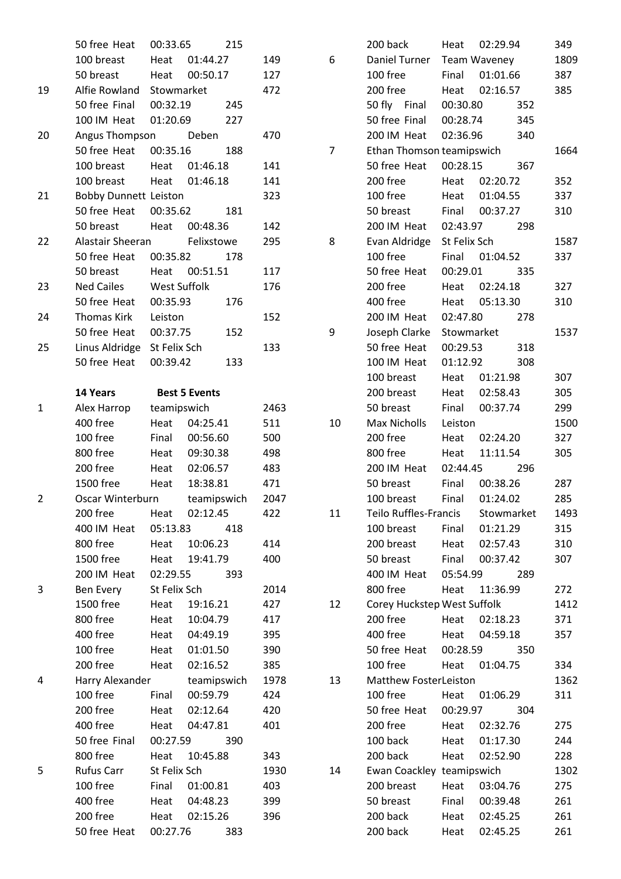| | | | | |
|---|---|---|---|---|
| | 50 free Heat | 00:33.65 | 215 | |
| | 100 breast | Heat | 01:44.27 | 149 |
| | 50 breast | Heat | 00:50.17 | 127 |
| 19 | Alfie Rowland | Stowmarket | | 472 |
| | 50 free Final | 00:32.19 | 245 | |
| | 100 IM Heat | 01:20.69 | 227 | |
| 20 | Angus Thompson | Deben | | 470 |
| | 50 free Heat | 00:35.16 | 188 | |
| | 100 breast | Heat | 01:46.18 | 141 |
| | 100 breast | Heat | 01:46.18 | 141 |
| 21 | Bobby Dunnett Leiston | | | 323 |
| | 50 free Heat | 00:35.62 | 181 | |
| | 50 breast | Heat | 00:48.36 | 142 |
| 22 | Alastair Sheeran | Felixstowe | | 295 |
| | 50 free Heat | 00:35.82 | 178 | |
| | 50 breast | Heat | 00:51.51 | 117 |
| 23 | Ned Cailes | West Suffolk | | 176 |
| | 50 free Heat | 00:35.93 | 176 | |
| 24 | Thomas Kirk | Leiston | | 152 |
| | 50 free Heat | 00:37.75 | 152 | |
| 25 | Linus Aldridge | St Felix Sch | | 133 |
| | 50 free Heat | 00:39.42 | 133 | |

| | **14 Years** | **Best 5 Events** | | |
|---|---|---|---|---|
| 1 | Alex Harrop | teamipswich | | 2463 |
| | 400 free | Heat | 04:25.41 | 511 |
| | 100 free | Final | 00:56.60 | 500 |
| | 800 free | Heat | 09:30.38 | 498 |
| | 200 free | Heat | 02:06.57 | 483 |
| | 1500 free | Heat | 18:38.81 | 471 |
| 2 | Oscar Winterburn | teamipswich | | 2047 |
| | 200 free | Heat | 02:12.45 | 422 |
| | 400 IM Heat | 05:13.83 | 418 | |
| | 800 free | Heat | 10:06.23 | 414 |
| | 1500 free | Heat | 19:41.79 | 400 |
| | 200 IM Heat | 02:29.55 | 393 | |
| 3 | Ben Every | St Felix Sch | | 2014 |
| | 1500 free | Heat | 19:16.21 | 427 |
| | 800 free | Heat | 10:04.79 | 417 |
| | 400 free | Heat | 04:49.19 | 395 |
| | 100 free | Heat | 01:01.50 | 390 |
| | 200 free | Heat | 02:16.52 | 385 |
| 4 | Harry Alexander | teamipswich | | 1978 |
| | 100 free | Final | 00:59.79 | 424 |
| | 200 free | Heat | 02:12.64 | 420 |
| | 400 free | Heat | 04:47.81 | 401 |
| | 50 free Final | 00:27.59 | 390 | |
| | 800 free | Heat | 10:45.88 | 343 |
| 5 | Rufus Carr | St Felix Sch | | 1930 |
| | 100 free | Final | 01:00.81 | 403 |
| | 400 free | Heat | 04:48.23 | 399 |
| | 200 free | Heat | 02:15.26 | 396 |
| | 50 free Heat | 00:27.76 | 383 | |
| | 200 back | Heat | 02:29.94 | 349 |
| 6 | Daniel Turner | Team Waveney | | 1809 |
| | 100 free | Final | 01:01.66 | 387 |
| | 200 free | Heat | 02:16.57 | 385 |
| | 50 fly Final | 00:30.80 | 352 | |
| | 50 free Final | 00:28.74 | 345 | |
| | 200 IM Heat | 02:36.96 | 340 | |
| 7 | Ethan Thomson teamipswich | | | 1664 |
| | 50 free Heat | 00:28.15 | 367 | |
| | 200 free | Heat | 02:20.72 | 352 |
| | 100 free | Heat | 01:04.55 | 337 |
| | 50 breast | Final | 00:37.27 | 310 |
| | 200 IM Heat | 02:43.97 | 298 | |
| 8 | Evan Aldridge | St Felix Sch | | 1587 |
| | 100 free | Final | 01:04.52 | 337 |
| | 50 free Heat | 00:29.01 | 335 | |
| | 200 free | Heat | 02:24.18 | 327 |
| | 400 free | Heat | 05:13.30 | 310 |
| | 200 IM Heat | 02:47.80 | 278 | |
| 9 | Joseph Clarke | Stowmarket | | 1537 |
| | 50 free Heat | 00:29.53 | 318 | |
| | 100 IM Heat | 01:12.92 | 308 | |
| | 100 breast | Heat | 01:21.98 | 307 |
| | 200 breast | Heat | 02:58.43 | 305 |
| | 50 breast | Final | 00:37.74 | 299 |
| 10 | Max Nicholls | Leiston | | 1500 |
| | 200 free | Heat | 02:24.20 | 327 |
| | 800 free | Heat | 11:11.54 | 305 |
| | 200 IM Heat | 02:44.45 | 296 | |
| | 50 breast | Final | 00:38.26 | 287 |
| | 100 breast | Final | 01:24.02 | 285 |
| 11 | Teilo Ruffles-Francis | Stowmarket | | 1493 |
| | 100 breast | Final | 01:21.29 | 315 |
| | 200 breast | Heat | 02:57.43 | 310 |
| | 50 breast | Final | 00:37.42 | 307 |
| | 400 IM Heat | 05:54.99 | 289 | |
| | 800 free | Heat | 11:36.99 | 272 |
| 12 | Corey Huckstep West Suffolk | | | 1412 |
| | 200 free | Heat | 02:18.23 | 371 |
| | 400 free | Heat | 04:59.18 | 357 |
| | 50 free Heat | 00:28.59 | 350 | |
| | 100 free | Heat | 01:04.75 | 334 |
| 13 | Matthew FosterLeiston | | | 1362 |
| | 100 free | Heat | 01:06.29 | 311 |
| | 50 free Heat | 00:29.97 | 304 | |
| | 200 free | Heat | 02:32.76 | 275 |
| | 100 back | Heat | 01:17.30 | 244 |
| | 200 back | Heat | 02:52.90 | 228 |
| 14 | Ewan Coackley teamipswich | | | 1302 |
| | 200 breast | Heat | 03:04.76 | 275 |
| | 50 breast | Final | 00:39.48 | 261 |
| | 200 back | Heat | 02:45.25 | 261 |
| | 200 back | Heat | 02:45.25 | 261 |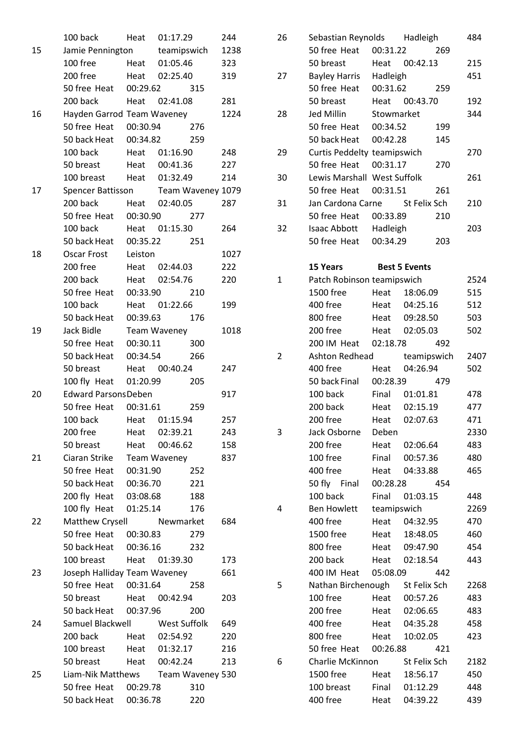| | | | | |
|---|---|---|---|---|
| | 100 back | Heat | 01:17.29 | 244 |
| 15 | Jamie Pennington | teamipswich | | 1238 |
| | 100 free | Heat | 01:05.46 | 323 |
| | 200 free | Heat | 02:25.40 | 319 |
| | 50 free Heat | 00:29.62 | 315 | |
| | 200 back | Heat | 02:41.08 | 281 |
| 16 | Hayden Garrod | Team Waveney | | 1224 |
| | 50 free Heat | 00:30.94 | 276 | |
| | 50 back Heat | 00:34.82 | 259 | |
| | 100 back | Heat | 01:16.90 | 248 |
| | 50 breast | Heat | 00:41.36 | 227 |
| | 100 breast | Heat | 01:32.49 | 214 |
| 17 | Spencer Battisson | Team Waveney | | 1079 |
| | 200 back | Heat | 02:40.05 | 287 |
| | 50 free Heat | 00:30.90 | 277 | |
| | 100 back | Heat | 01:15.30 | 264 |
| | 50 back Heat | 00:35.22 | 251 | |
| 18 | Oscar Frost | Leiston | | 1027 |
| | 200 free | Heat | 02:44.03 | 222 |
| | 200 back | Heat | 02:54.76 | 220 |
| | 50 free Heat | 00:33.90 | 210 | |
| | 100 back | Heat | 01:22.66 | 199 |
| | 50 back Heat | 00:39.63 | 176 | |
| 19 | Jack Bidle | Team Waveney | | 1018 |
| | 50 free Heat | 00:30.11 | 300 | |
| | 50 back Heat | 00:34.54 | 266 | |
| | 50 breast | Heat | 00:40.24 | 247 |
| | 100 fly Heat | 01:20.99 | 205 | |
| 20 | Edward Parsons | Deben | | 917 |
| | 50 free Heat | 00:31.61 | 259 | |
| | 100 back | Heat | 01:15.94 | 257 |
| | 200 free | Heat | 02:39.21 | 243 |
| | 50 breast | Heat | 00:46.62 | 158 |
| 21 | Ciaran Strike | Team Waveney | | 837 |
| | 50 free Heat | 00:31.90 | 252 | |
| | 50 back Heat | 00:36.70 | 221 | |
| | 200 fly Heat | 03:08.68 | 188 | |
| | 100 fly Heat | 01:25.14 | 176 | |
| 22 | Matthew Crysell | Newmarket | | 684 |
| | 50 free Heat | 00:30.83 | 279 | |
| | 50 back Heat | 00:36.16 | 232 | |
| | 100 breast | Heat | 01:39.30 | 173 |
| 23 | Joseph Halliday | Team Waveney | | 661 |
| | 50 free Heat | 00:31.64 | 258 | |
| | 50 breast | Heat | 00:42.94 | 203 |
| | 50 back Heat | 00:37.96 | 200 | |
| 24 | Samuel Blackwell | West Suffolk | | 649 |
| | 200 back | Heat | 02:54.92 | 220 |
| | 100 breast | Heat | 01:32.17 | 216 |
| | 50 breast | Heat | 00:42.24 | 213 |
| 25 | Liam-Nik Matthews | Team Waveney | | 530 |
| | 50 free Heat | 00:29.78 | 310 | |
| | 50 back Heat | 00:36.78 | 220 | |
| 26 | Sebastian Reynolds | Hadleigh | | 484 |
| | 50 free Heat | 00:31.22 | 269 | |
| | 50 breast | Heat | 00:42.13 | 215 |
| 27 | Bayley Harris | Hadleigh | | 451 |
| | 50 free Heat | 00:31.62 | 259 | |
| | 50 breast | Heat | 00:43.70 | 192 |
| 28 | Jed Millin | Stowmarket | | 344 |
| | 50 free Heat | 00:34.52 | 199 | |
| | 50 back Heat | 00:42.28 | 145 | |
| 29 | Curtis Peddelty | teamipswich | | 270 |
| | 50 free Heat | 00:31.17 | 270 | |
| 30 | Lewis Marshall | West Suffolk | | 261 |
| | 50 free Heat | 00:31.51 | 261 | |
| 31 | Jan Cardona Carne | St Felix Sch | | 210 |
| | 50 free Heat | 00:33.89 | 210 | |
| 32 | Isaac Abbott | Hadleigh | | 203 |
| | 50 free Heat | 00:34.29 | 203 | |

**15 Years — Best 5 Events**

| | | | | |
|---|---|---|---|---|
| 1 | Patch Robinson | teamipswich | | 2524 |
| | 1500 free | Heat | 18:06.09 | 515 |
| | 400 free | Heat | 04:25.16 | 512 |
| | 800 free | Heat | 09:28.50 | 503 |
| | 200 free | Heat | 02:05.03 | 502 |
| | 200 IM Heat | 02:18.78 | 492 | |
| 2 | Ashton Redhead | teamipswich | | 2407 |
| | 400 free | Heat | 04:26.94 | 502 |
| | 50 back Final | 00:28.39 | 479 | |
| | 100 back | Final | 01:01.81 | 478 |
| | 200 back | Heat | 02:15.19 | 477 |
| | 200 free | Heat | 02:07.63 | 471 |
| 3 | Jack Osborne | Deben | | 2330 |
| | 200 free | Heat | 02:06.64 | 483 |
| | 100 free | Final | 00:57.36 | 480 |
| | 400 free | Heat | 04:33.88 | 465 |
| | 50 fly Final | 00:28.28 | 454 | |
| | 100 back | Final | 01:03.15 | 448 |
| 4 | Ben Howlett | teamipswich | | 2269 |
| | 400 free | Heat | 04:32.95 | 470 |
| | 1500 free | Heat | 18:48.05 | 460 |
| | 800 free | Heat | 09:47.90 | 454 |
| | 200 back | Heat | 02:18.54 | 443 |
| | 400 IM Heat | 05:08.09 | 442 | |
| 5 | Nathan Birchenough | St Felix Sch | | 2268 |
| | 100 free | Heat | 00:57.26 | 483 |
| | 200 free | Heat | 02:06.65 | 483 |
| | 400 free | Heat | 04:35.28 | 458 |
| | 800 free | Heat | 10:02.05 | 423 |
| | 50 free Heat | 00:26.88 | 421 | |
| 6 | Charlie McKinnon | St Felix Sch | | 2182 |
| | 1500 free | Heat | 18:56.17 | 450 |
| | 100 breast | Final | 01:12.29 | 448 |
| | 400 free | Heat | 04:39.22 | 439 |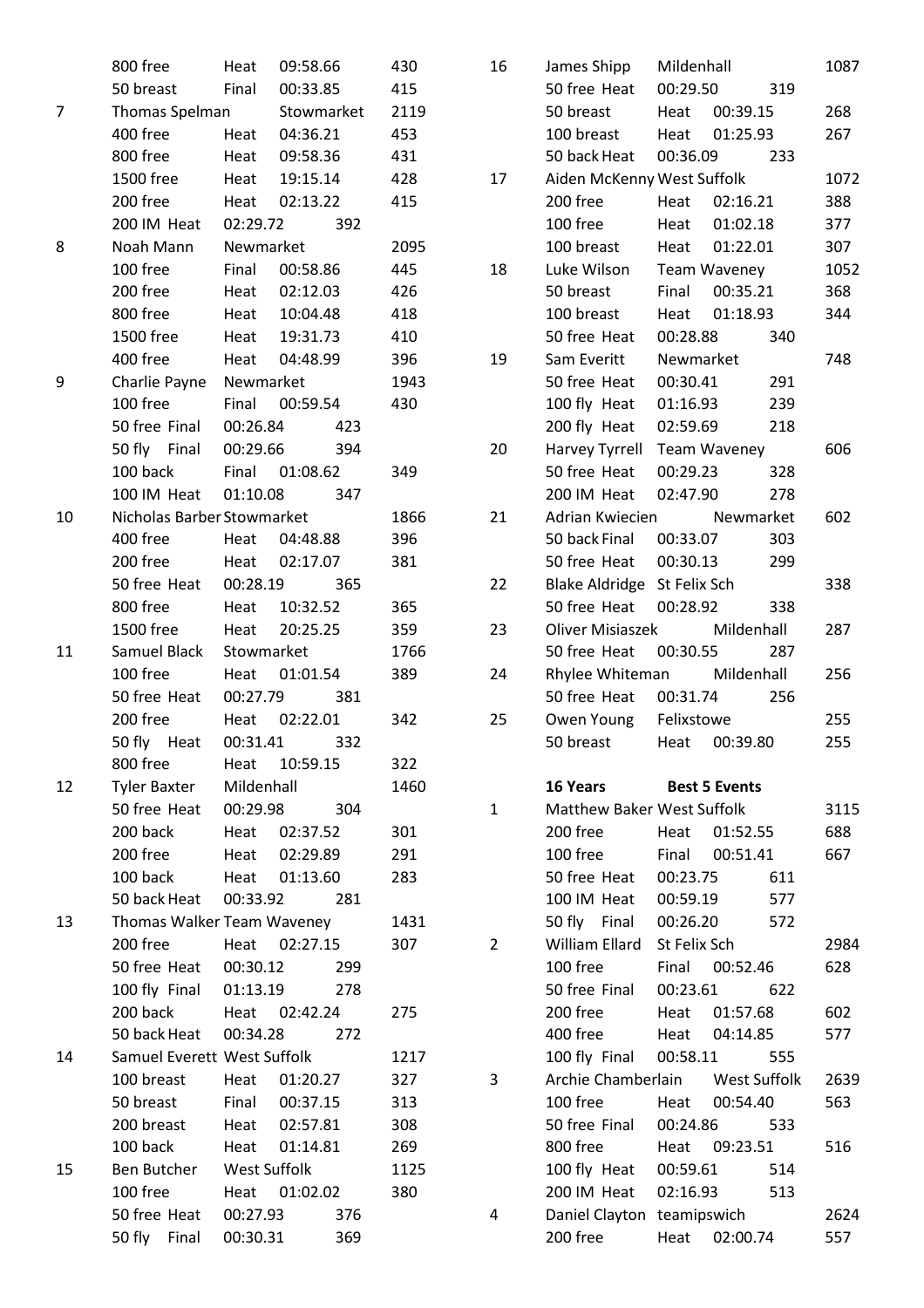| | | | | |
|---|---|---|---|---|
| | 800 free | Heat | 09:58.66 | 430 |
| | 50 breast | Final | 00:33.85 | 415 |
| 7 | Thomas Spelman | Stowmarket | | 2119 |
| | 400 free | Heat | 04:36.21 | 453 |
| | 800 free | Heat | 09:58.36 | 431 |
| | 1500 free | Heat | 19:15.14 | 428 |
| | 200 free | Heat | 02:13.22 | 415 |
| | 200 IM | Heat | 02:29.72 | 392 |
| 8 | Noah Mann | Newmarket | | 2095 |
| | 100 free | Final | 00:58.86 | 445 |
| | 200 free | Heat | 02:12.03 | 426 |
| | 800 free | Heat | 10:04.48 | 418 |
| | 1500 free | Heat | 19:31.73 | 410 |
| | 400 free | Heat | 04:48.99 | 396 |
| 9 | Charlie Payne | Newmarket | | 1943 |
| | 100 free | Final | 00:59.54 | 430 |
| | 50 free | Final | 00:26.84 | 423 |
| | 50 fly | Final | 00:29.66 | 394 |
| | 100 back | Final | 01:08.62 | 349 |
| | 100 IM | Heat | 01:10.08 | 347 |
| 10 | Nicholas Barber | Stowmarket | | 1866 |
| | 400 free | Heat | 04:48.88 | 396 |
| | 200 free | Heat | 02:17.07 | 381 |
| | 50 free | Heat | 00:28.19 | 365 |
| | 800 free | Heat | 10:32.52 | 365 |
| | 1500 free | Heat | 20:25.25 | 359 |
| 11 | Samuel Black | Stowmarket | | 1766 |
| | 100 free | Heat | 01:01.54 | 389 |
| | 50 free | Heat | 00:27.79 | 381 |
| | 200 free | Heat | 02:22.01 | 342 |
| | 50 fly | Heat | 00:31.41 | 332 |
| | 800 free | Heat | 10:59.15 | 322 |
| 12 | Tyler Baxter | Mildenhall | | 1460 |
| | 50 free | Heat | 00:29.98 | 304 |
| | 200 back | Heat | 02:37.52 | 301 |
| | 200 free | Heat | 02:29.89 | 291 |
| | 100 back | Heat | 01:13.60 | 283 |
| | 50 back | Heat | 00:33.92 | 281 |
| 13 | Thomas Walker | Team Waveney | | 1431 |
| | 200 free | Heat | 02:27.15 | 307 |
| | 50 free | Heat | 00:30.12 | 299 |
| | 100 fly | Final | 01:13.19 | 278 |
| | 200 back | Heat | 02:42.24 | 275 |
| | 50 back | Heat | 00:34.28 | 272 |
| 14 | Samuel Everett | West Suffolk | | 1217 |
| | 100 breast | Heat | 01:20.27 | 327 |
| | 50 breast | Final | 00:37.15 | 313 |
| | 200 breast | Heat | 02:57.81 | 308 |
| | 100 back | Heat | 01:14.81 | 269 |
| 15 | Ben Butcher | West Suffolk | | 1125 |
| | 100 free | Heat | 01:02.02 | 380 |
| | 50 free | Heat | 00:27.93 | 376 |
| | 50 fly | Final | 00:30.31 | 369 |
| 16 | James Shipp | Mildenhall | | 1087 |
| | 50 free | Heat | 00:29.50 | 319 |
| | 50 breast | Heat | 00:39.15 | 268 |
| | 100 breast | Heat | 01:25.93 | 267 |
| | 50 back | Heat | 00:36.09 | 233 |
| 17 | Aiden McKenny | West Suffolk | | 1072 |
| | 200 free | Heat | 02:16.21 | 388 |
| | 100 free | Heat | 01:02.18 | 377 |
| | 100 breast | Heat | 01:22.01 | 307 |
| 18 | Luke Wilson | Team Waveney | | 1052 |
| | 50 breast | Final | 00:35.21 | 368 |
| | 100 breast | Heat | 01:18.93 | 344 |
| | 50 free | Heat | 00:28.88 | 340 |
| 19 | Sam Everitt | Newmarket | | 748 |
| | 50 free | Heat | 00:30.41 | 291 |
| | 100 fly | Heat | 01:16.93 | 239 |
| | 200 fly | Heat | 02:59.69 | 218 |
| 20 | Harvey Tyrrell | Team Waveney | | 606 |
| | 50 free | Heat | 00:29.23 | 328 |
| | 200 IM | Heat | 02:47.90 | 278 |
| 21 | Adrian Kwiecien | Newmarket | | 602 |
| | 50 back | Final | 00:33.07 | 303 |
| | 50 free | Heat | 00:30.13 | 299 |
| 22 | Blake Aldridge | St Felix Sch | | 338 |
| | 50 free | Heat | 00:28.92 | 338 |
| 23 | Oliver Misiaszek | Mildenhall | | 287 |
| | 50 free | Heat | 00:30.55 | 287 |
| 24 | Rhylee Whiteman | Mildenhall | | 256 |
| | 50 free | Heat | 00:31.74 | 256 |
| 25 | Owen Young | Felixstowe | | 255 |
| | 50 breast | Heat | 00:39.80 | 255 |

| **16 Years** | **Best 5 Events** | | | |
|---|---|---|---|---|
| 1 | Matthew Baker | West Suffolk | | 3115 |
| | 200 free | Heat | 01:52.55 | 688 |
| | 100 free | Final | 00:51.41 | 667 |
| | 50 free | Heat | 00:23.75 | 611 |
| | 100 IM | Heat | 00:59.19 | 577 |
| | 50 fly | Final | 00:26.20 | 572 |
| 2 | William Ellard | St Felix Sch | | 2984 |
| | 100 free | Final | 00:52.46 | 628 |
| | 50 free | Final | 00:23.61 | 622 |
| | 200 free | Heat | 01:57.68 | 602 |
| | 400 free | Heat | 04:14.85 | 577 |
| | 100 fly | Final | 00:58.11 | 555 |
| 3 | Archie Chamberlain | West Suffolk | | 2639 |
| | 100 free | Heat | 00:54.40 | 563 |
| | 50 free | Final | 00:24.86 | 533 |
| | 800 free | Heat | 09:23.51 | 516 |
| | 100 fly | Heat | 00:59.61 | 514 |
| | 200 IM | Heat | 02:16.93 | 513 |
| 4 | Daniel Clayton | teamipswich | | 2624 |
| | 200 free | Heat | 02:00.74 | 557 |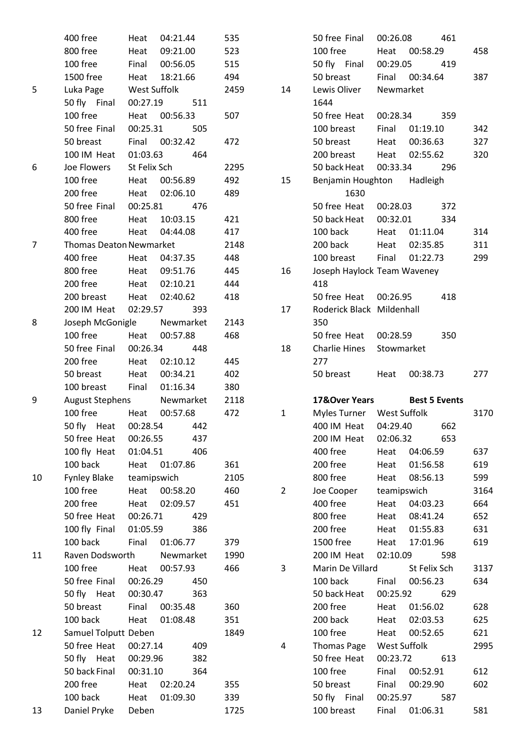| | | | | |
|---|---|---|---|---|
| | 400 free | Heat | 04:21.44 | 535 |
| | 800 free | Heat | 09:21.00 | 523 |
| | 100 free | Final | 00:56.05 | 515 |
| | 1500 free | Heat | 18:21.66 | 494 |
| 5 | Luka Page | West Suffolk | | 2459 |
| | 50 fly Final | 00:27.19 | 511 | |
| | 100 free | Heat | 00:56.33 | 507 |
| | 50 free Final | 00:25.31 | 505 | |
| | 50 breast | Final | 00:32.42 | 472 |
| | 100 IM Heat | 01:03.63 | 464 | |
| 6 | Joe Flowers | St Felix Sch | | 2295 |
| | 100 free | Heat | 00:56.89 | 492 |
| | 200 free | Heat | 02:06.10 | 489 |
| | 50 free Final | 00:25.81 | 476 | |
| | 800 free | Heat | 10:03.15 | 421 |
| | 400 free | Heat | 04:44.08 | 417 |
| 7 | Thomas Deaton Newmarket | | | 2148 |
| | 400 free | Heat | 04:37.35 | 448 |
| | 800 free | Heat | 09:51.76 | 445 |
| | 200 free | Heat | 02:10.21 | 444 |
| | 200 breast | Heat | 02:40.62 | 418 |
| | 200 IM Heat | 02:29.57 | 393 | |
| 8 | Joseph McGonigle | Newmarket | | 2143 |
| | 100 free | Heat | 00:57.88 | 468 |
| | 50 free Final | 00:26.34 | 448 | |
| | 200 free | Heat | 02:10.12 | 445 |
| | 50 breast | Heat | 00:34.21 | 402 |
| | 100 breast | Final | 01:16.34 | 380 |
| 9 | August Stephens | Newmarket | | 2118 |
| | 100 free | Heat | 00:57.68 | 472 |
| | 50 fly Heat | 00:28.54 | 442 | |
| | 50 free Heat | 00:26.55 | 437 | |
| | 100 fly Heat | 01:04.51 | 406 | |
| | 100 back | Heat | 01:07.86 | 361 |
| 10 | Fynley Blake | teamipswich | | 2105 |
| | 100 free | Heat | 00:58.20 | 460 |
| | 200 free | Heat | 02:09.57 | 451 |
| | 50 free Heat | 00:26.71 | 429 | |
| | 100 fly Final | 01:05.59 | 386 | |
| | 100 back | Final | 01:06.77 | 379 |
| 11 | Raven Dodsworth | Newmarket | | 1990 |
| | 100 free | Heat | 00:57.93 | 466 |
| | 50 free Final | 00:26.29 | 450 | |
| | 50 fly Heat | 00:30.47 | 363 | |
| | 50 breast | Final | 00:35.48 | 360 |
| | 100 back | Heat | 01:08.48 | 351 |
| 12 | Samuel Tolputt Deben | | | 1849 |
| | 50 free Heat | 00:27.14 | 409 | |
| | 50 fly Heat | 00:29.96 | 382 | |
| | 50 back Final | 00:31.10 | 364 | |
| | 200 free | Heat | 02:20.24 | 355 |
| | 100 back | Heat | 01:09.30 | 339 |
| 13 | Daniel Pryke | Deben | | 1725 |
| | 50 free Final | 00:26.08 | 461 | |
| | 100 free | Heat | 00:58.29 | 458 |
| | 50 fly Final | 00:29.05 | 419 | |
| | 50 breast | Final | 00:34.64 | 387 |
| 14 | Lewis Oliver | Newmarket | | 1644 |
| | 50 free Heat | 00:28.34 | 359 | |
| | 100 breast | Final | 01:19.10 | 342 |
| | 50 breast | Heat | 00:36.63 | 327 |
| | 200 breast | Heat | 02:55.62 | 320 |
| | 50 back Heat | 00:33.34 | 296 | |
| 15 | Benjamin Houghton | Hadleigh | | 1630 |
| | 50 free Heat | 00:28.03 | 372 | |
| | 50 back Heat | 00:32.01 | 334 | |
| | 100 back | Heat | 01:11.04 | 314 |
| | 200 back | Heat | 02:35.85 | 311 |
| | 100 breast | Final | 01:22.73 | 299 |
| 16 | Joseph Haylock Team Waveney | | | 418 |
| | 50 free Heat | 00:26.95 | 418 | |
| 17 | Roderick Black Mildenhall | | | 350 |
| | 50 free Heat | 00:28.59 | 350 | |
| 18 | Charlie Hines | Stowmarket | | 277 |
| | 50 breast | Heat | 00:38.73 | 277 |

**17&Over Years — Best 5 Events**

| | | | | |
|---|---|---|---|---|
| 1 | Myles Turner | West Suffolk | | 3170 |
| | 400 IM Heat | 04:29.40 | 662 | |
| | 200 IM Heat | 02:06.32 | 653 | |
| | 400 free | Heat | 04:06.59 | 637 |
| | 200 free | Heat | 01:56.58 | 619 |
| | 800 free | Heat | 08:56.13 | 599 |
| 2 | Joe Cooper | teamipswich | | 3164 |
| | 400 free | Heat | 04:03.23 | 664 |
| | 800 free | Heat | 08:41.24 | 652 |
| | 200 free | Heat | 01:55.83 | 631 |
| | 1500 free | Heat | 17:01.96 | 619 |
| | 200 IM Heat | 02:10.09 | 598 | |
| 3 | Marin De Villard | St Felix Sch | | 3137 |
| | 100 back | Final | 00:56.23 | 634 |
| | 50 back Heat | 00:25.92 | 629 | |
| | 200 free | Heat | 01:56.02 | 628 |
| | 200 back | Heat | 02:03.53 | 625 |
| | 100 free | Heat | 00:52.65 | 621 |
| 4 | Thomas Page | West Suffolk | | 2995 |
| | 50 free Heat | 00:23.72 | 613 | |
| | 100 free | Final | 00:52.91 | 612 |
| | 50 breast | Final | 00:29.90 | 602 |
| | 50 fly Final | 00:25.97 | 587 | |
| | 100 breast | Final | 01:06.31 | 581 |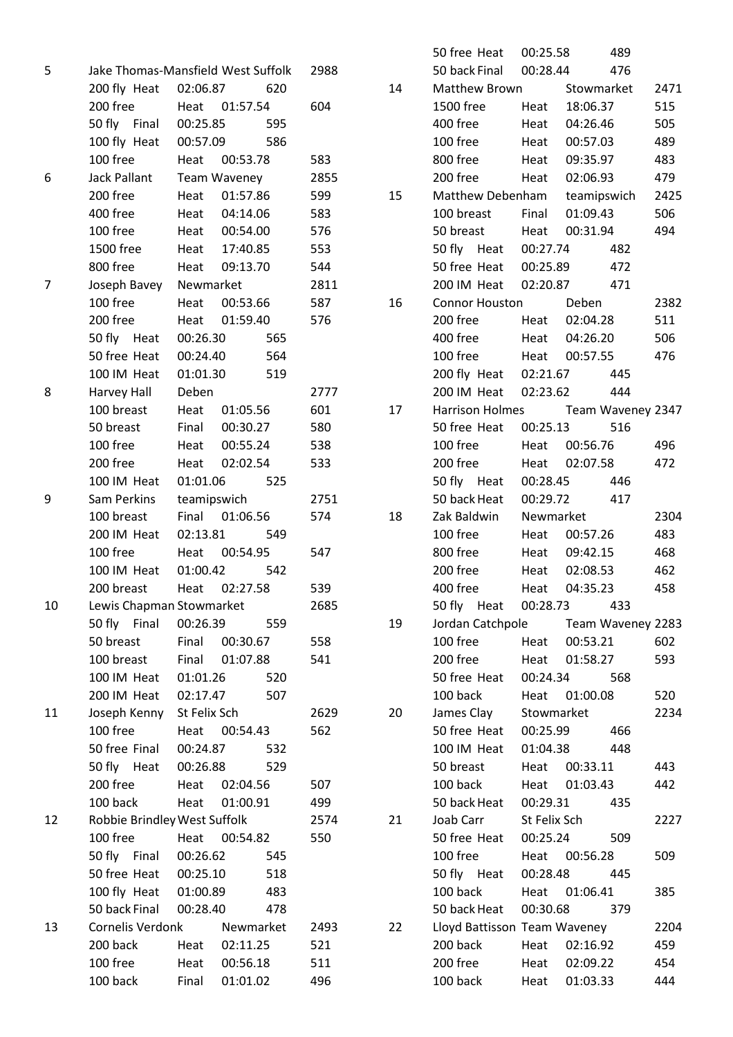| Rank | Name / Event | Club / Round | Time | Points |
|---|---|---|---|---|
| 5 | Jake Thomas-Mansfield | West Suffolk | | 2988 |
| | 200 fly | Heat | 02:06.87 | 620 |
| | 200 free | Heat | 01:57.54 | 604 |
| | 50 fly | Final | 00:25.85 | 595 |
| | 100 fly | Heat | 00:57.09 | 586 |
| | 100 free | Heat | 00:53.78 | 583 |
| 6 | Jack Pallant | Team Waveney | | 2855 |
| | 200 free | Heat | 01:57.86 | 599 |
| | 400 free | Heat | 04:14.06 | 583 |
| | 100 free | Heat | 00:54.00 | 576 |
| | 1500 free | Heat | 17:40.85 | 553 |
| | 800 free | Heat | 09:13.70 | 544 |
| 7 | Joseph Bavey | Newmarket | | 2811 |
| | 100 free | Heat | 00:53.66 | 587 |
| | 200 free | Heat | 01:59.40 | 576 |
| | 50 fly | Heat | 00:26.30 | 565 |
| | 50 free | Heat | 00:24.40 | 564 |
| | 100 IM | Heat | 01:01.30 | 519 |
| 8 | Harvey Hall | Deben | | 2777 |
| | 100 breast | Heat | 01:05.56 | 601 |
| | 50 breast | Final | 00:30.27 | 580 |
| | 100 free | Heat | 00:55.24 | 538 |
| | 200 free | Heat | 02:02.54 | 533 |
| | 100 IM | Heat | 01:01.06 | 525 |
| 9 | Sam Perkins | teamipswich | | 2751 |
| | 100 breast | Final | 01:06.56 | 574 |
| | 200 IM | Heat | 02:13.81 | 549 |
| | 100 free | Heat | 00:54.95 | 547 |
| | 100 IM | Heat | 01:00.42 | 542 |
| | 200 breast | Heat | 02:27.58 | 539 |
| 10 | Lewis Chapman | Stowmarket | | 2685 |
| | 50 fly | Final | 00:26.39 | 559 |
| | 50 breast | Final | 00:30.67 | 558 |
| | 100 breast | Final | 01:07.88 | 541 |
| | 100 IM | Heat | 01:01.26 | 520 |
| | 200 IM | Heat | 02:17.47 | 507 |
| 11 | Joseph Kenny | St Felix Sch | | 2629 |
| | 100 free | Heat | 00:54.43 | 562 |
| | 50 free | Final | 00:24.87 | 532 |
| | 50 fly | Heat | 00:26.88 | 529 |
| | 200 free | Heat | 02:04.56 | 507 |
| | 100 back | Heat | 01:00.91 | 499 |
| 12 | Robbie Brindley | West Suffolk | | 2574 |
| | 100 free | Heat | 00:54.82 | 550 |
| | 50 fly | Final | 00:26.62 | 545 |
| | 50 free | Heat | 00:25.10 | 518 |
| | 100 fly | Heat | 01:00.89 | 483 |
| | 50 back | Final | 00:28.40 | 478 |
| 13 | Cornelis Verdonk | Newmarket | | 2493 |
| | 200 back | Heat | 02:11.25 | 521 |
| | 100 free | Heat | 00:56.18 | 511 |
| | 100 back | Final | 01:01.02 | 496 |
| | 50 free | Heat | 00:25.58 | 489 |
| | 50 back | Final | 00:28.44 | 476 |
| 14 | Matthew Brown | Stowmarket | | 2471 |
| | 1500 free | Heat | 18:06.37 | 515 |
| | 400 free | Heat | 04:26.46 | 505 |
| | 100 free | Heat | 00:57.03 | 489 |
| | 800 free | Heat | 09:35.97 | 483 |
| | 200 free | Heat | 02:06.93 | 479 |
| 15 | Matthew Debenham | teamipswich | | 2425 |
| | 100 breast | Final | 01:09.43 | 506 |
| | 50 breast | Heat | 00:31.94 | 494 |
| | 50 fly | Heat | 00:27.74 | 482 |
| | 50 free | Heat | 00:25.89 | 472 |
| | 200 IM | Heat | 02:20.87 | 471 |
| 16 | Connor Houston | Deben | | 2382 |
| | 200 free | Heat | 02:04.28 | 511 |
| | 400 free | Heat | 04:26.20 | 506 |
| | 100 free | Heat | 00:57.55 | 476 |
| | 200 fly | Heat | 02:21.67 | 445 |
| | 200 IM | Heat | 02:23.62 | 444 |
| 17 | Harrison Holmes | Team Waveney | | 2347 |
| | 50 free | Heat | 00:25.13 | 516 |
| | 100 free | Heat | 00:56.76 | 496 |
| | 200 free | Heat | 02:07.58 | 472 |
| | 50 fly | Heat | 00:28.45 | 446 |
| | 50 back | Heat | 00:29.72 | 417 |
| 18 | Zak Baldwin | Newmarket | | 2304 |
| | 100 free | Heat | 00:57.26 | 483 |
| | 800 free | Heat | 09:42.15 | 468 |
| | 200 free | Heat | 02:08.53 | 462 |
| | 400 free | Heat | 04:35.23 | 458 |
| | 50 fly | Heat | 00:28.73 | 433 |
| 19 | Jordan Catchpole | Team Waveney | | 2283 |
| | 100 free | Heat | 00:53.21 | 602 |
| | 200 free | Heat | 01:58.27 | 593 |
| | 50 free | Heat | 00:24.34 | 568 |
| | 100 back | Heat | 01:00.08 | 520 |
| 20 | James Clay | Stowmarket | | 2234 |
| | 50 free | Heat | 00:25.99 | 466 |
| | 100 IM | Heat | 01:04.38 | 448 |
| | 50 breast | Heat | 00:33.11 | 443 |
| | 100 back | Heat | 01:03.43 | 442 |
| | 50 back | Heat | 00:29.31 | 435 |
| 21 | Joab Carr | St Felix Sch | | 2227 |
| | 50 free | Heat | 00:25.24 | 509 |
| | 100 free | Heat | 00:56.28 | 509 |
| | 50 fly | Heat | 00:28.48 | 445 |
| | 100 back | Heat | 01:06.41 | 385 |
| | 50 back | Heat | 00:30.68 | 379 |
| 22 | Lloyd Battisson | Team Waveney | | 2204 |
| | 200 back | Heat | 02:16.92 | 459 |
| | 200 free | Heat | 02:09.22 | 454 |
| | 100 back | Heat | 01:03.33 | 444 |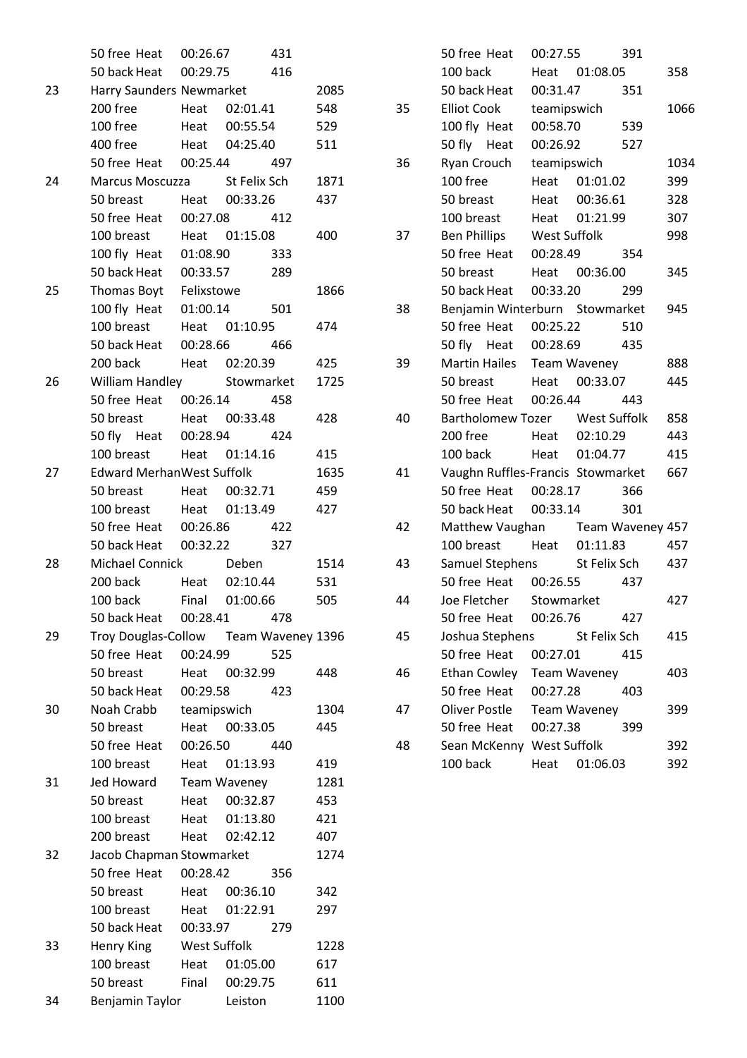| | | | | |
|---|---|---|---|---|
| | 50 free Heat | 00:26.67 | 431 | |
| | 50 back Heat | 00:29.75 | 416 | |
| 23 | Harry Saunders Newmarket | | | 2085 |
| | 200 free | Heat | 02:01.41 | 548 |
| | 100 free | Heat | 00:55.54 | 529 |
| | 400 free | Heat | 04:25.40 | 511 |
| | 50 free Heat | 00:25.44 | 497 | |
| 24 | Marcus Moscuzza | St Felix Sch | | 1871 |
| | 50 breast | Heat | 00:33.26 | 437 |
| | 50 free Heat | 00:27.08 | 412 | |
| | 100 breast | Heat | 01:15.08 | 400 |
| | 100 fly Heat | 01:08.90 | 333 | |
| | 50 back Heat | 00:33.57 | 289 | |
| 25 | Thomas Boyt | Felixstowe | | 1866 |
| | 100 fly Heat | 01:00.14 | 501 | |
| | 100 breast | Heat | 01:10.95 | 474 |
| | 50 back Heat | 00:28.66 | 466 | |
| | 200 back | Heat | 02:20.39 | 425 |
| 26 | William Handley | Stowmarket | | 1725 |
| | 50 free Heat | 00:26.14 | 458 | |
| | 50 breast | Heat | 00:33.48 | 428 |
| | 50 fly Heat | 00:28.94 | 424 | |
| | 100 breast | Heat | 01:14.16 | 415 |
| 27 | Edward MerhanWest Suffolk | | | 1635 |
| | 50 breast | Heat | 00:32.71 | 459 |
| | 100 breast | Heat | 01:13.49 | 427 |
| | 50 free Heat | 00:26.86 | 422 | |
| | 50 back Heat | 00:32.22 | 327 | |
| 28 | Michael Connick | Deben | | 1514 |
| | 200 back | Heat | 02:10.44 | 531 |
| | 100 back | Final | 01:00.66 | 505 |
| | 50 back Heat | 00:28.41 | 478 | |
| 29 | Troy Douglas-Collow | Team Waveney | | 1396 |
| | 50 free Heat | 00:24.99 | 525 | |
| | 50 breast | Heat | 00:32.99 | 448 |
| | 50 back Heat | 00:29.58 | 423 | |
| 30 | Noah Crabb | teamipswich | | 1304 |
| | 50 breast | Heat | 00:33.05 | 445 |
| | 50 free Heat | 00:26.50 | 440 | |
| | 100 breast | Heat | 01:13.93 | 419 |
| 31 | Jed Howard | Team Waveney | | 1281 |
| | 50 breast | Heat | 00:32.87 | 453 |
| | 100 breast | Heat | 01:13.80 | 421 |
| | 200 breast | Heat | 02:42.12 | 407 |
| 32 | Jacob Chapman Stowmarket | | | 1274 |
| | 50 free Heat | 00:28.42 | 356 | |
| | 50 breast | Heat | 00:36.10 | 342 |
| | 100 breast | Heat | 01:22.91 | 297 |
| | 50 back Heat | 00:33.97 | 279 | |
| 33 | Henry King | West Suffolk | | 1228 |
| | 100 breast | Heat | 01:05.00 | 617 |
| | 50 breast | Final | 00:29.75 | 611 |
| 34 | Benjamin Taylor | Leiston | | 1100 |
| | 50 free Heat | 00:27.55 | 391 | |
| | 100 back | Heat | 01:08.05 | 358 |
| | 50 back Heat | 00:31.47 | 351 | |
| 35 | Elliot Cook | teamipswich | | 1066 |
| | 100 fly Heat | 00:58.70 | 539 | |
| | 50 fly Heat | 00:26.92 | 527 | |
| 36 | Ryan Crouch | teamipswich | | 1034 |
| | 100 free | Heat | 01:01.02 | 399 |
| | 50 breast | Heat | 00:36.61 | 328 |
| | 100 breast | Heat | 01:21.99 | 307 |
| 37 | Ben Phillips | West Suffolk | | 998 |
| | 50 free Heat | 00:28.49 | 354 | |
| | 50 breast | Heat | 00:36.00 | 345 |
| | 50 back Heat | 00:33.20 | 299 | |
| 38 | Benjamin Winterburn | Stowmarket | | 945 |
| | 50 free Heat | 00:25.22 | 510 | |
| | 50 fly Heat | 00:28.69 | 435 | |
| 39 | Martin Hailes | Team Waveney | | 888 |
| | 50 breast | Heat | 00:33.07 | 445 |
| | 50 free Heat | 00:26.44 | 443 | |
| 40 | Bartholomew Tozer | West Suffolk | | 858 |
| | 200 free | Heat | 02:10.29 | 443 |
| | 100 back | Heat | 01:04.77 | 415 |
| 41 | Vaughn Ruffles-Francis | Stowmarket | | 667 |
| | 50 free Heat | 00:28.17 | 366 | |
| | 50 back Heat | 00:33.14 | 301 | |
| 42 | Matthew Vaughan | Team Waveney | | 457 |
| | 100 breast | Heat | 01:11.83 | 457 |
| 43 | Samuel Stephens | St Felix Sch | | 437 |
| | 50 free Heat | 00:26.55 | 437 | |
| 44 | Joe Fletcher | Stowmarket | | 427 |
| | 50 free Heat | 00:26.76 | 427 | |
| 45 | Joshua Stephens | St Felix Sch | | 415 |
| | 50 free Heat | 00:27.01 | 415 | |
| 46 | Ethan Cowley | Team Waveney | | 403 |
| | 50 free Heat | 00:27.28 | 403 | |
| 47 | Oliver Postle | Team Waveney | | 399 |
| | 50 free Heat | 00:27.38 | 399 | |
| 48 | Sean McKenny | West Suffolk | | 392 |
| | 100 back | Heat | 01:06.03 | 392 |